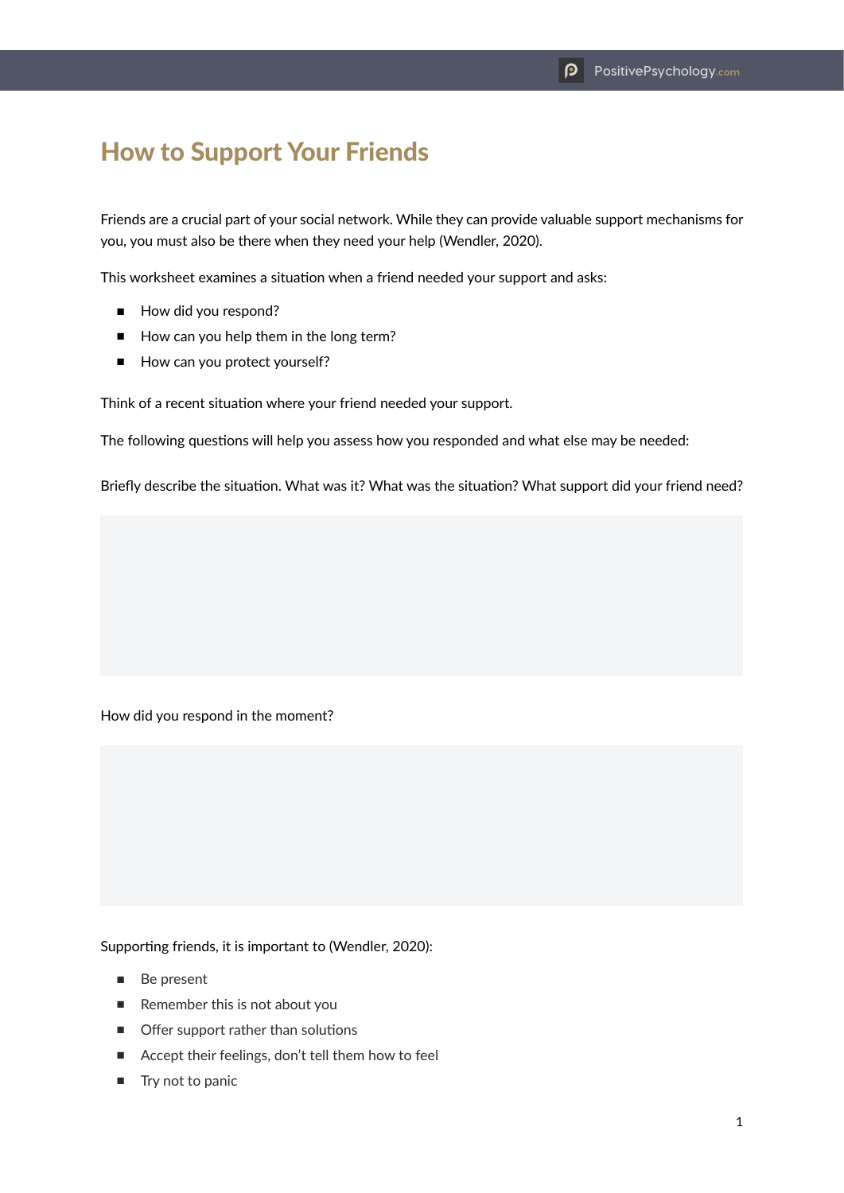# How to Support Your Friends

Friends are a crucial part of your social network. While they can provide valuable support mechanisms for you, you must also be there when they need your help (Wendler, 2020).

This worksheet examines a situation when a friend needed your support and asks:

- How did you respond?
- How can you help them in the long term?
- How can you protect yourself?

Think of a recent situation where your friend needed your support.

The following questions will help you assess how you responded and what else may be needed:

Briefly describe the situation. What was it? What was the situation? What support did your friend need?

How did you respond in the moment?

Supporting friends, it is important to (Wendler, 2020):

- Be present
- Remember this is not about you
- Offer support rather than solutions
- Accept their feelings, don't tell them how to feel
- Try not to panic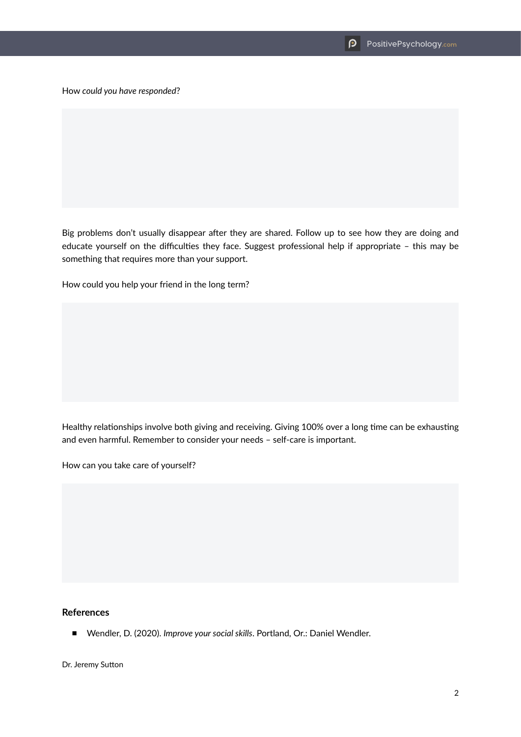How *could you have responded*?

Big problems don't usually disappear after they are shared. Follow up to see how they are doing and educate yourself on the difficulties they face. Suggest professional help if appropriate – this may be something that requires more than your support.

How could you help your friend in the long term?

Healthy relationships involve both giving and receiving. Giving 100% over a long time can be exhausting and even harmful. Remember to consider your needs – self-care is important.

How can you take care of yourself?

**References**

- Wendler, D. (2020). *Improve your social skills*. Portland, Or.: Daniel Wendler.

Dr. Jeremy Sutton